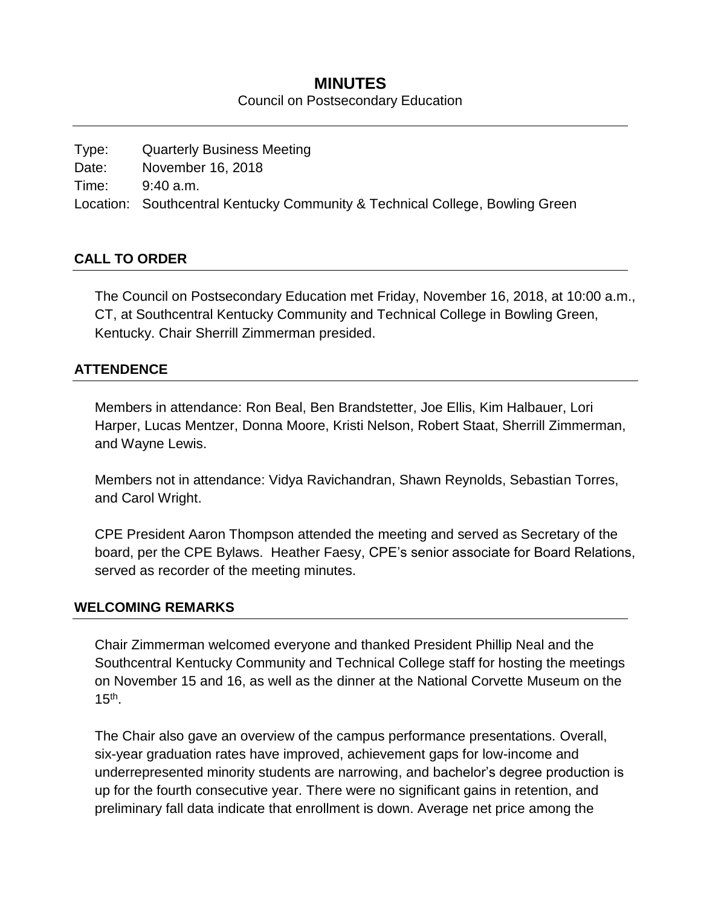# MINUTES

Council on Postsecondary Education

Type: Quarterly Business Meeting
Date: November 16, 2018
Time: 9:40 a.m.
Location: Southcentral Kentucky Community & Technical College, Bowling Green

## CALL TO ORDER

The Council on Postsecondary Education met Friday, November 16, 2018, at 10:00 a.m., CT, at Southcentral Kentucky Community and Technical College in Bowling Green, Kentucky. Chair Sherrill Zimmerman presided.

## ATTENDENCE

Members in attendance: Ron Beal, Ben Brandstetter, Joe Ellis, Kim Halbauer, Lori Harper, Lucas Mentzer, Donna Moore, Kristi Nelson, Robert Staat, Sherrill Zimmerman, and Wayne Lewis.

Members not in attendance: Vidya Ravichandran, Shawn Reynolds, Sebastian Torres, and Carol Wright.

CPE President Aaron Thompson attended the meeting and served as Secretary of the board, per the CPE Bylaws. Heather Faesy, CPE's senior associate for Board Relations, served as recorder of the meeting minutes.

## WELCOMING REMARKS

Chair Zimmerman welcomed everyone and thanked President Phillip Neal and the Southcentral Kentucky Community and Technical College staff for hosting the meetings on November 15 and 16, as well as the dinner at the National Corvette Museum on the 15th.

The Chair also gave an overview of the campus performance presentations. Overall, six-year graduation rates have improved, achievement gaps for low-income and underrepresented minority students are narrowing, and bachelor's degree production is up for the fourth consecutive year. There were no significant gains in retention, and preliminary fall data indicate that enrollment is down. Average net price among the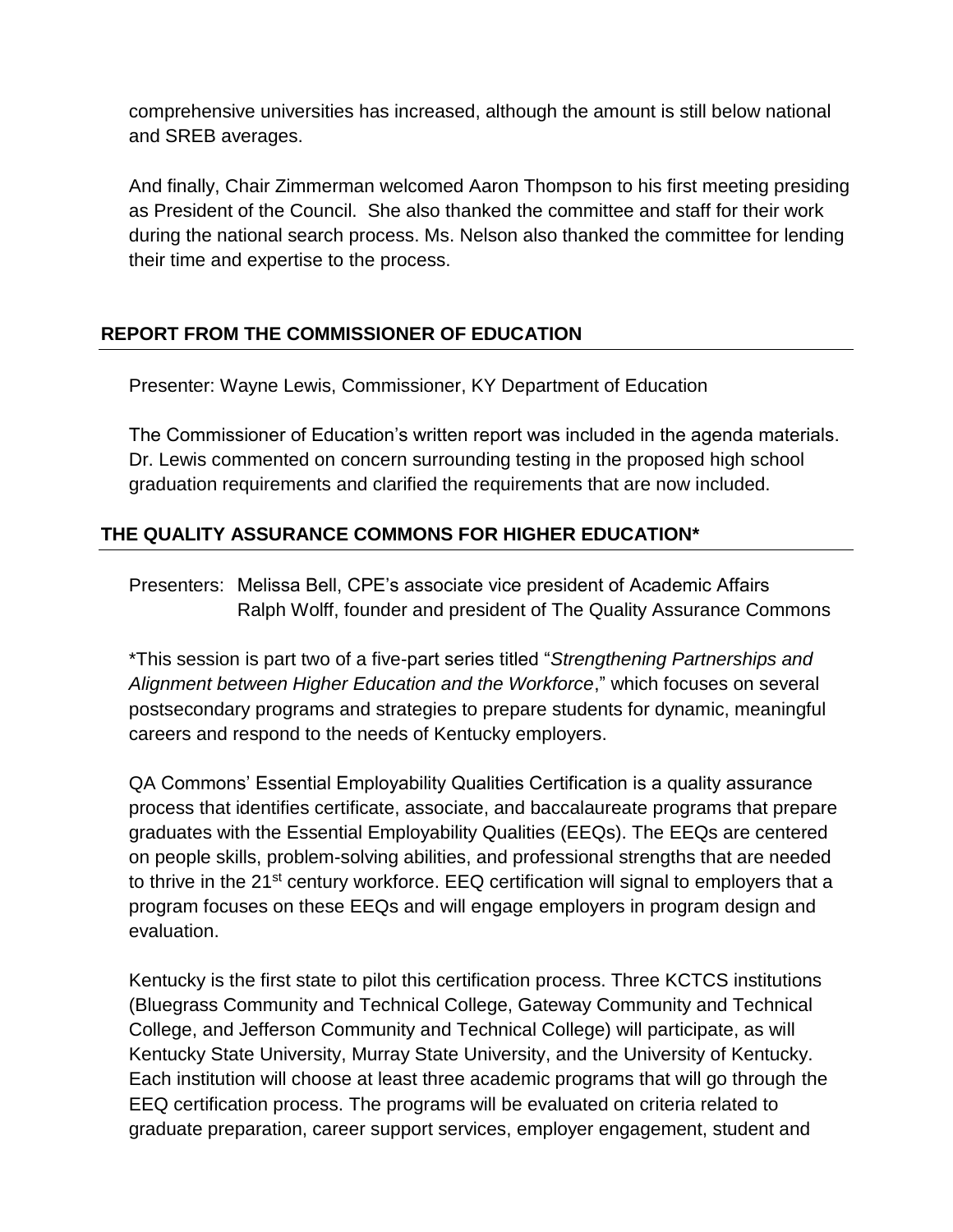comprehensive universities has increased, although the amount is still below national and SREB averages.

And finally, Chair Zimmerman welcomed Aaron Thompson to his first meeting presiding as President of the Council. She also thanked the committee and staff for their work during the national search process. Ms. Nelson also thanked the committee for lending their time and expertise to the process.

## REPORT FROM THE COMMISSIONER OF EDUCATION

Presenter: Wayne Lewis, Commissioner, KY Department of Education

The Commissioner of Education's written report was included in the agenda materials. Dr. Lewis commented on concern surrounding testing in the proposed high school graduation requirements and clarified the requirements that are now included.

## THE QUALITY ASSURANCE COMMONS FOR HIGHER EDUCATION*

Presenters: Melissa Bell, CPE's associate vice president of Academic Affairs
Ralph Wolff, founder and president of The Quality Assurance Commons

*This session is part two of a five-part series titled "*Strengthening Partnerships and Alignment between Higher Education and the Workforce*," which focuses on several postsecondary programs and strategies to prepare students for dynamic, meaningful careers and respond to the needs of Kentucky employers.

QA Commons' Essential Employability Qualities Certification is a quality assurance process that identifies certificate, associate, and baccalaureate programs that prepare graduates with the Essential Employability Qualities (EEQs). The EEQs are centered on people skills, problem-solving abilities, and professional strengths that are needed to thrive in the 21st century workforce. EEQ certification will signal to employers that a program focuses on these EEQs and will engage employers in program design and evaluation.

Kentucky is the first state to pilot this certification process. Three KCTCS institutions (Bluegrass Community and Technical College, Gateway Community and Technical College, and Jefferson Community and Technical College) will participate, as will Kentucky State University, Murray State University, and the University of Kentucky. Each institution will choose at least three academic programs that will go through the EEQ certification process. The programs will be evaluated on criteria related to graduate preparation, career support services, employer engagement, student and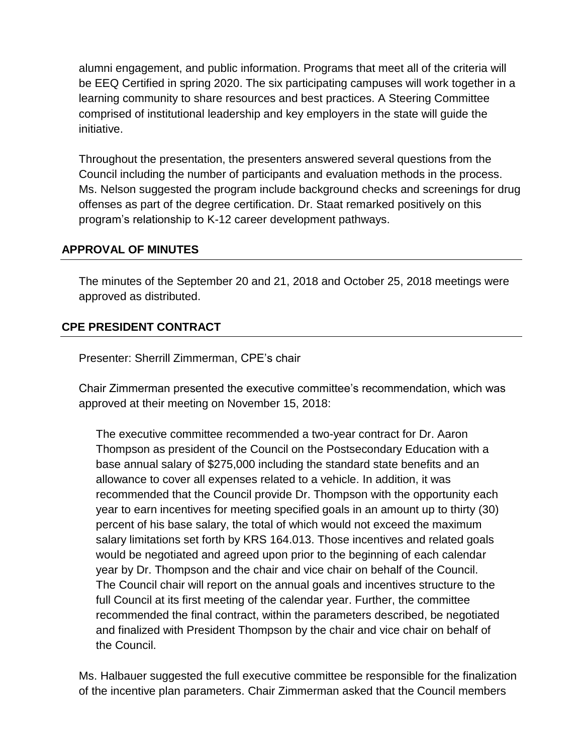alumni engagement, and public information. Programs that meet all of the criteria will be EEQ Certified in spring 2020. The six participating campuses will work together in a learning community to share resources and best practices. A Steering Committee comprised of institutional leadership and key employers in the state will guide the initiative.

Throughout the presentation, the presenters answered several questions from the Council including the number of participants and evaluation methods in the process. Ms. Nelson suggested the program include background checks and screenings for drug offenses as part of the degree certification. Dr. Staat remarked positively on this program's relationship to K-12 career development pathways.

## APPROVAL OF MINUTES

The minutes of the September 20 and 21, 2018 and October 25, 2018 meetings were approved as distributed.

## CPE PRESIDENT CONTRACT

Presenter: Sherrill Zimmerman, CPE's chair

Chair Zimmerman presented the executive committee's recommendation, which was approved at their meeting on November 15, 2018:

> The executive committee recommended a two-year contract for Dr. Aaron Thompson as president of the Council on the Postsecondary Education with a base annual salary of $275,000 including the standard state benefits and an allowance to cover all expenses related to a vehicle. In addition, it was recommended that the Council provide Dr. Thompson with the opportunity each year to earn incentives for meeting specified goals in an amount up to thirty (30) percent of his base salary, the total of which would not exceed the maximum salary limitations set forth by KRS 164.013. Those incentives and related goals would be negotiated and agreed upon prior to the beginning of each calendar year by Dr. Thompson and the chair and vice chair on behalf of the Council. The Council chair will report on the annual goals and incentives structure to the full Council at its first meeting of the calendar year. Further, the committee recommended the final contract, within the parameters described, be negotiated and finalized with President Thompson by the chair and vice chair on behalf of the Council.

Ms. Halbauer suggested the full executive committee be responsible for the finalization of the incentive plan parameters. Chair Zimmerman asked that the Council members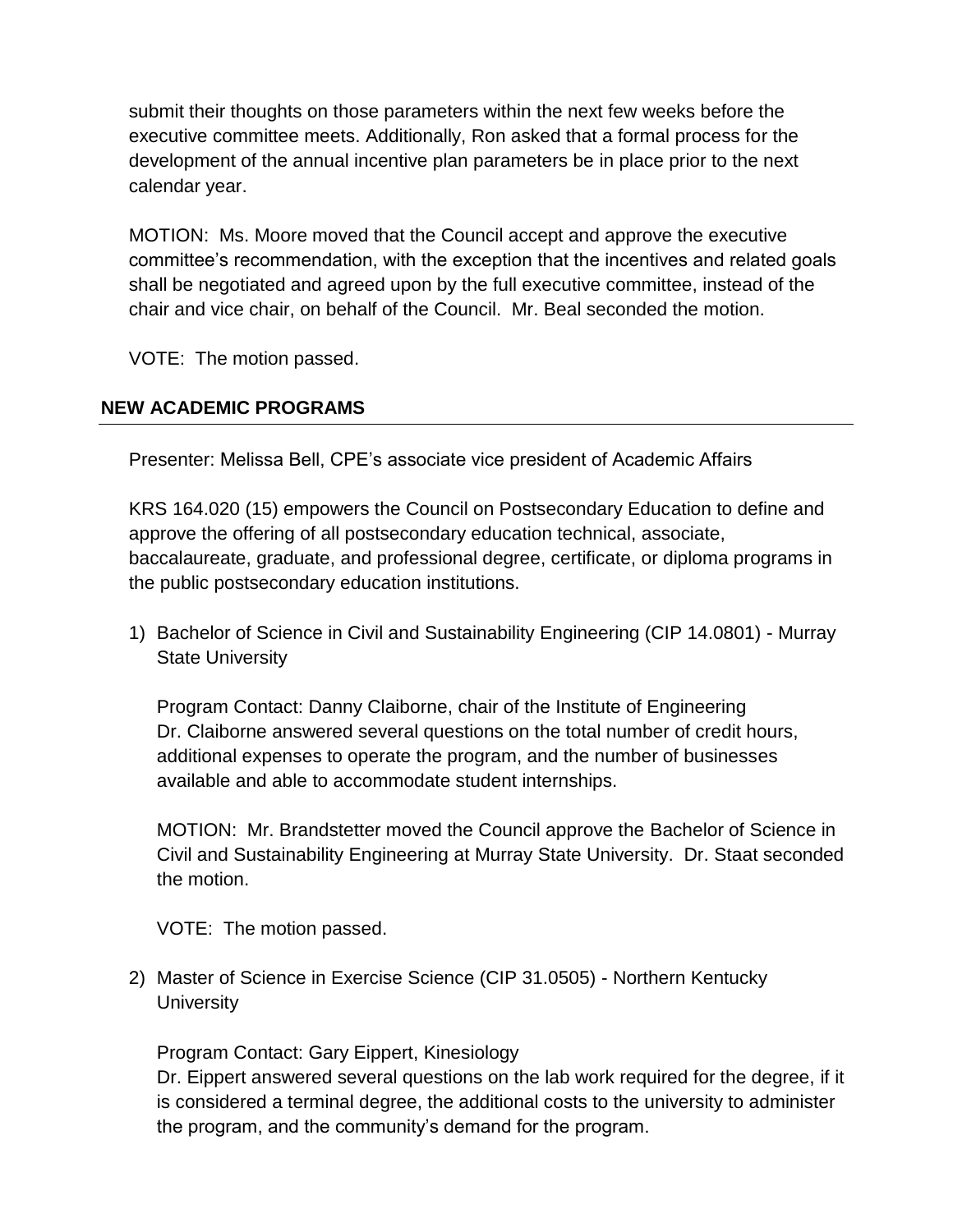submit their thoughts on those parameters within the next few weeks before the executive committee meets. Additionally, Ron asked that a formal process for the development of the annual incentive plan parameters be in place prior to the next calendar year.

MOTION: Ms. Moore moved that the Council accept and approve the executive committee's recommendation, with the exception that the incentives and related goals shall be negotiated and agreed upon by the full executive committee, instead of the chair and vice chair, on behalf of the Council. Mr. Beal seconded the motion.

VOTE: The motion passed.

## NEW ACADEMIC PROGRAMS

Presenter: Melissa Bell, CPE's associate vice president of Academic Affairs

KRS 164.020 (15) empowers the Council on Postsecondary Education to define and approve the offering of all postsecondary education technical, associate, baccalaureate, graduate, and professional degree, certificate, or diploma programs in the public postsecondary education institutions.

1) Bachelor of Science in Civil and Sustainability Engineering (CIP 14.0801) - Murray State University

   Program Contact: Danny Claiborne, chair of the Institute of Engineering
   Dr. Claiborne answered several questions on the total number of credit hours, additional expenses to operate the program, and the number of businesses available and able to accommodate student internships.

   MOTION: Mr. Brandstetter moved the Council approve the Bachelor of Science in Civil and Sustainability Engineering at Murray State University. Dr. Staat seconded the motion.

   VOTE: The motion passed.

2) Master of Science in Exercise Science (CIP 31.0505) - Northern Kentucky University

   Program Contact: Gary Eippert, Kinesiology
   Dr. Eippert answered several questions on the lab work required for the degree, if it is considered a terminal degree, the additional costs to the university to administer the program, and the community's demand for the program.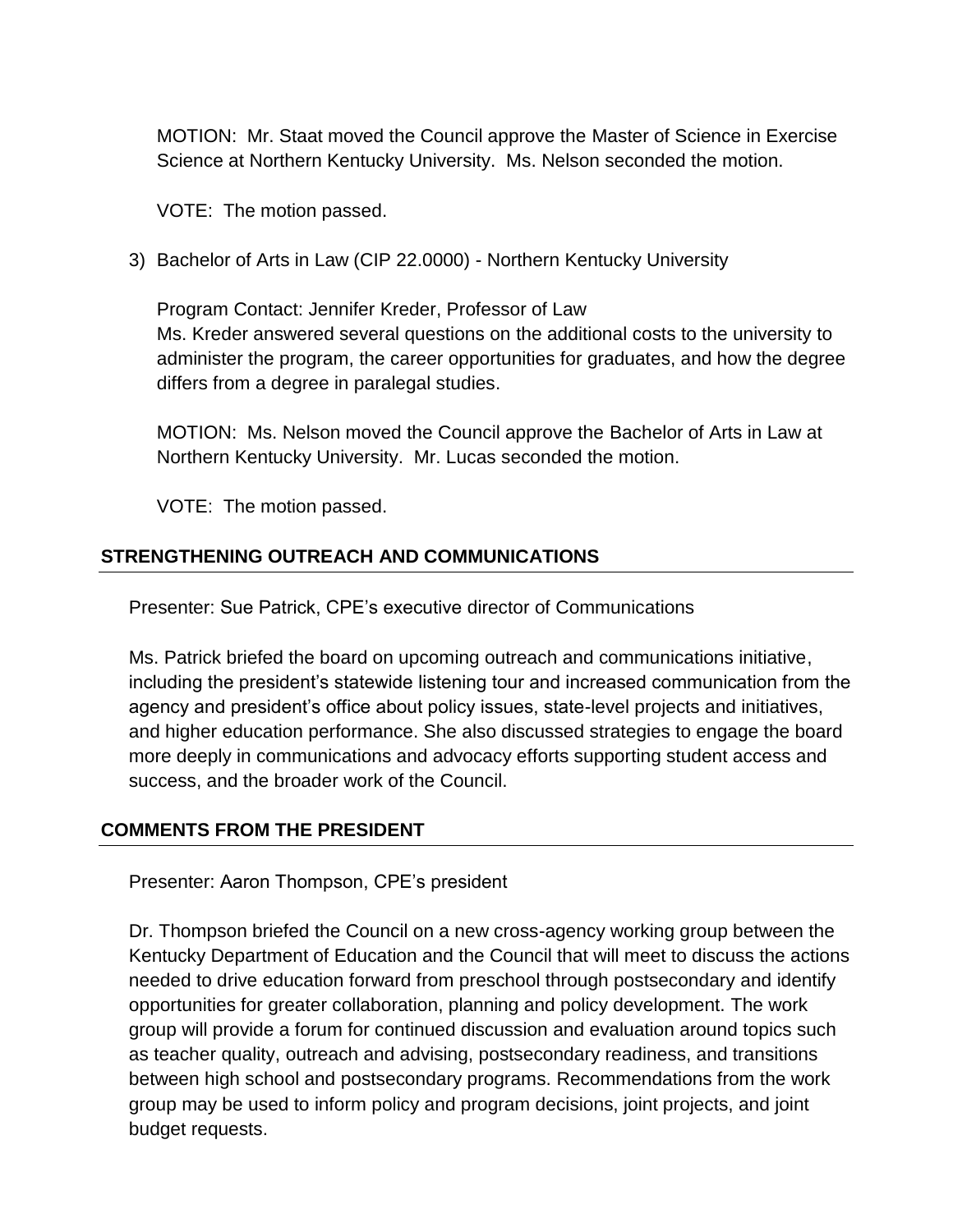MOTION: Mr. Staat moved the Council approve the Master of Science in Exercise Science at Northern Kentucky University. Ms. Nelson seconded the motion.

VOTE: The motion passed.

3) Bachelor of Arts in Law (CIP 22.0000) - Northern Kentucky University

   Program Contact: Jennifer Kreder, Professor of Law
   Ms. Kreder answered several questions on the additional costs to the university to administer the program, the career opportunities for graduates, and how the degree differs from a degree in paralegal studies.

   MOTION: Ms. Nelson moved the Council approve the Bachelor of Arts in Law at Northern Kentucky University. Mr. Lucas seconded the motion.

   VOTE: The motion passed.

## STRENGTHENING OUTREACH AND COMMUNICATIONS

Presenter: Sue Patrick, CPE's executive director of Communications

Ms. Patrick briefed the board on upcoming outreach and communications initiative, including the president's statewide listening tour and increased communication from the agency and president's office about policy issues, state-level projects and initiatives, and higher education performance. She also discussed strategies to engage the board more deeply in communications and advocacy efforts supporting student access and success, and the broader work of the Council.

## COMMENTS FROM THE PRESIDENT

Presenter: Aaron Thompson, CPE's president

Dr. Thompson briefed the Council on a new cross-agency working group between the Kentucky Department of Education and the Council that will meet to discuss the actions needed to drive education forward from preschool through postsecondary and identify opportunities for greater collaboration, planning and policy development. The work group will provide a forum for continued discussion and evaluation around topics such as teacher quality, outreach and advising, postsecondary readiness, and transitions between high school and postsecondary programs. Recommendations from the work group may be used to inform policy and program decisions, joint projects, and joint budget requests.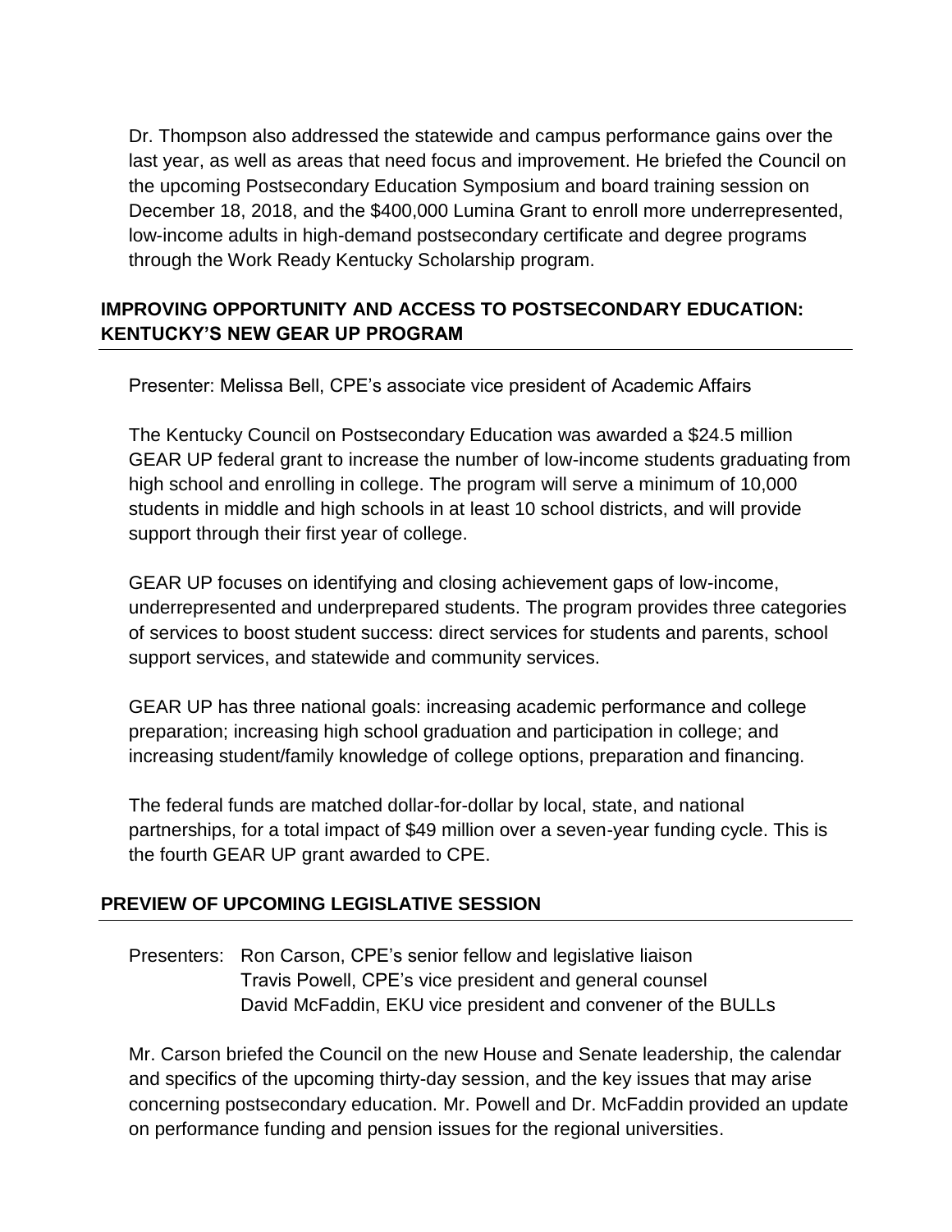Dr. Thompson also addressed the statewide and campus performance gains over the last year, as well as areas that need focus and improvement. He briefed the Council on the upcoming Postsecondary Education Symposium and board training session on December 18, 2018, and the $400,000 Lumina Grant to enroll more underrepresented, low-income adults in high-demand postsecondary certificate and degree programs through the Work Ready Kentucky Scholarship program.

## IMPROVING OPPORTUNITY AND ACCESS TO POSTSECONDARY EDUCATION: KENTUCKY'S NEW GEAR UP PROGRAM

Presenter: Melissa Bell, CPE's associate vice president of Academic Affairs

The Kentucky Council on Postsecondary Education was awarded a $24.5 million GEAR UP federal grant to increase the number of low-income students graduating from high school and enrolling in college. The program will serve a minimum of 10,000 students in middle and high schools in at least 10 school districts, and will provide support through their first year of college.

GEAR UP focuses on identifying and closing achievement gaps of low-income, underrepresented and underprepared students. The program provides three categories of services to boost student success: direct services for students and parents, school support services, and statewide and community services.

GEAR UP has three national goals: increasing academic performance and college preparation; increasing high school graduation and participation in college; and increasing student/family knowledge of college options, preparation and financing.

The federal funds are matched dollar-for-dollar by local, state, and national partnerships, for a total impact of $49 million over a seven-year funding cycle. This is the fourth GEAR UP grant awarded to CPE.

## PREVIEW OF UPCOMING LEGISLATIVE SESSION

Presenters: Ron Carson, CPE's senior fellow and legislative liaison
Travis Powell, CPE's vice president and general counsel
David McFaddin, EKU vice president and convener of the BULLs

Mr. Carson briefed the Council on the new House and Senate leadership, the calendar and specifics of the upcoming thirty-day session, and the key issues that may arise concerning postsecondary education. Mr. Powell and Dr. McFaddin provided an update on performance funding and pension issues for the regional universities.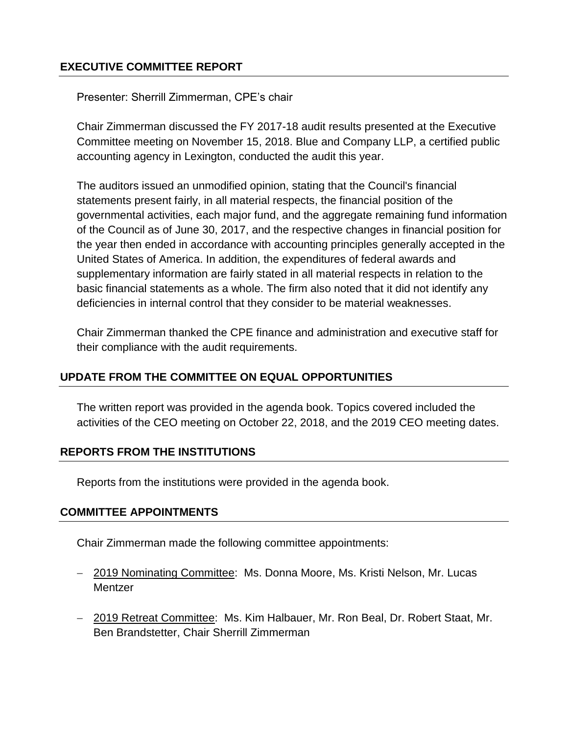## EXECUTIVE COMMITTEE REPORT

Presenter: Sherrill Zimmerman, CPE's chair

Chair Zimmerman discussed the FY 2017-18 audit results presented at the Executive Committee meeting on November 15, 2018. Blue and Company LLP, a certified public accounting agency in Lexington, conducted the audit this year.

The auditors issued an unmodified opinion, stating that the Council's financial statements present fairly, in all material respects, the financial position of the governmental activities, each major fund, and the aggregate remaining fund information of the Council as of June 30, 2017, and the respective changes in financial position for the year then ended in accordance with accounting principles generally accepted in the United States of America. In addition, the expenditures of federal awards and supplementary information are fairly stated in all material respects in relation to the basic financial statements as a whole. The firm also noted that it did not identify any deficiencies in internal control that they consider to be material weaknesses.

Chair Zimmerman thanked the CPE finance and administration and executive staff for their compliance with the audit requirements.

## UPDATE FROM THE COMMITTEE ON EQUAL OPPORTUNITIES

The written report was provided in the agenda book. Topics covered included the activities of the CEO meeting on October 22, 2018, and the 2019 CEO meeting dates.

## REPORTS FROM THE INSTITUTIONS

Reports from the institutions were provided in the agenda book.

## COMMITTEE APPOINTMENTS

Chair Zimmerman made the following committee appointments:

- 2019 Nominating Committee: Ms. Donna Moore, Ms. Kristi Nelson, Mr. Lucas Mentzer
- 2019 Retreat Committee: Ms. Kim Halbauer, Mr. Ron Beal, Dr. Robert Staat, Mr. Ben Brandstetter, Chair Sherrill Zimmerman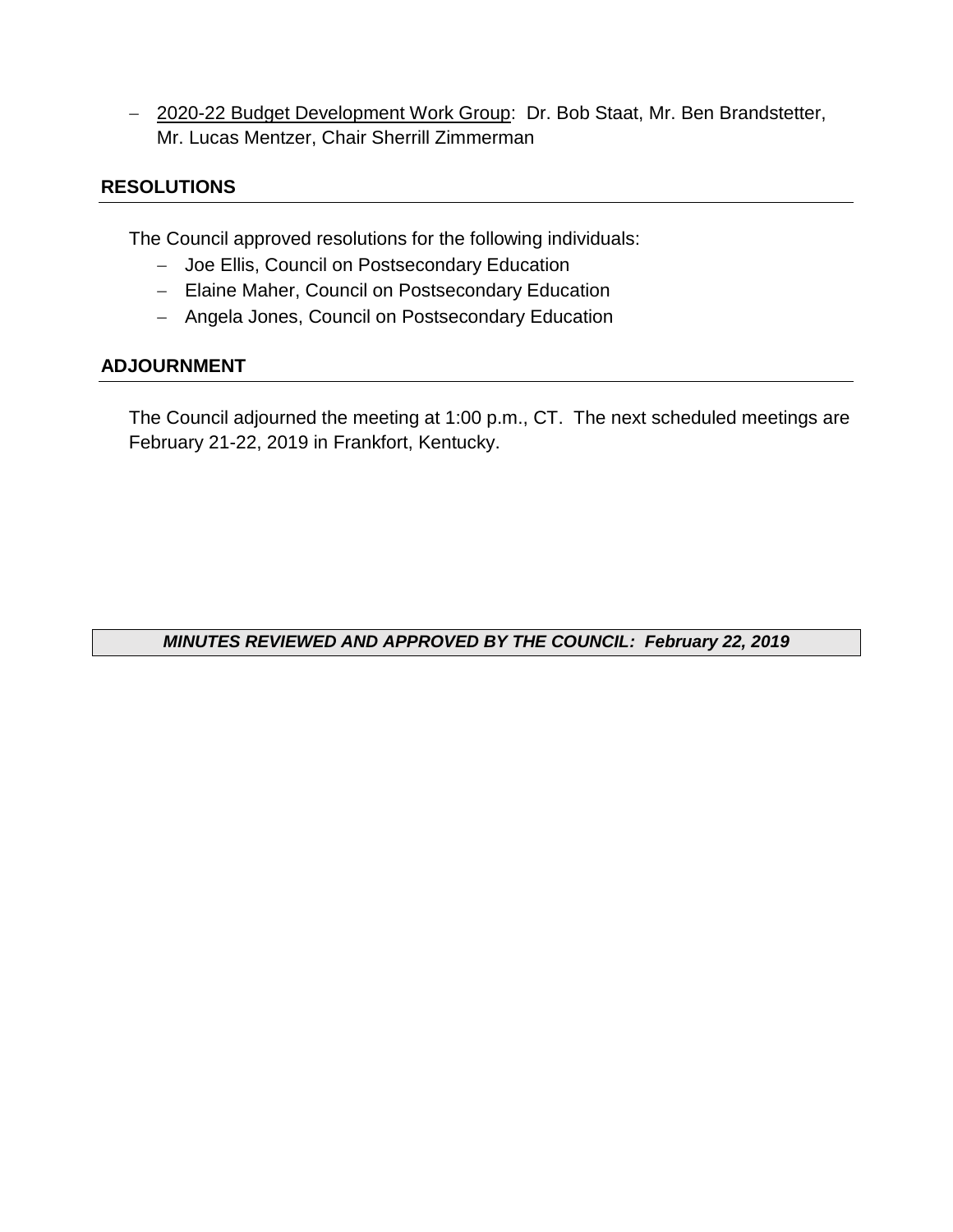- <u>2020-22 Budget Development Work Group</u>: Dr. Bob Staat, Mr. Ben Brandstetter, Mr. Lucas Mentzer, Chair Sherrill Zimmerman

## RESOLUTIONS

The Council approved resolutions for the following individuals:

- Joe Ellis, Council on Postsecondary Education
- Elaine Maher, Council on Postsecondary Education
- Angela Jones, Council on Postsecondary Education

## ADJOURNMENT

The Council adjourned the meeting at 1:00 p.m., CT. The next scheduled meetings are February 21-22, 2019 in Frankfort, Kentucky.

***MINUTES REVIEWED AND APPROVED BY THE COUNCIL: February 22, 2019***